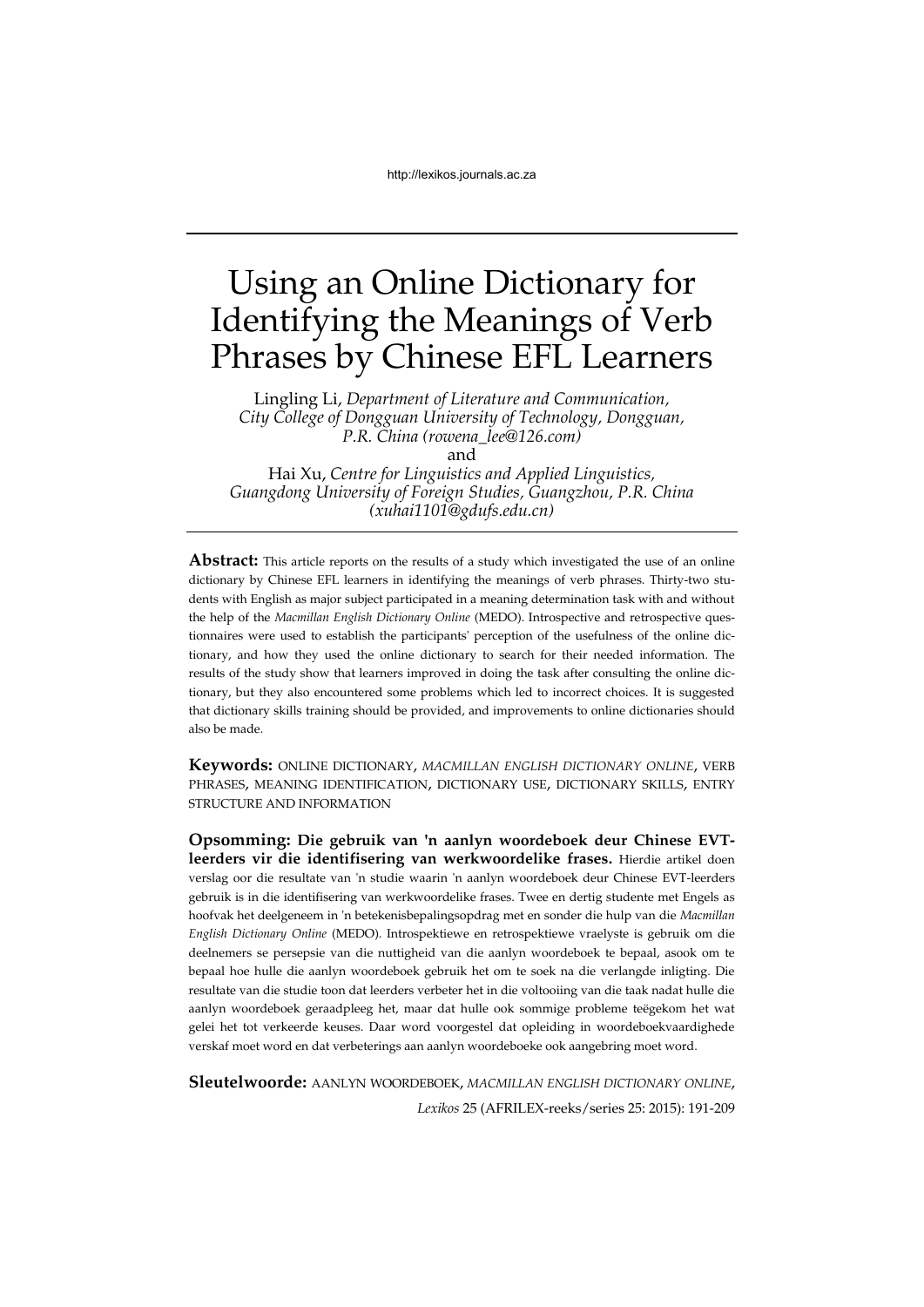# Using an Online Dictionary for Identifying the Meanings of Verb Phrases by Chinese EFL Learners

Lingling Li, *Department of Literature and Communication, City College of Dongguan University of Technology, Dongguan, P.R. China (rowena_lee@126.com)*

and

Hai Xu, *Centre for Linguistics and Applied Linguistics, Guangdong University of Foreign Studies, Guangzhou, P.R. China (xuhai1101@gdufs.edu.cn)*

**Abstract:** This article reports on the results of a study which investigated the use of an online dictionary by Chinese EFL learners in identifying the meanings of verb phrases. Thirty-two students with English as major subject participated in a meaning determination task with and without the help of the *Macmillan English Dictionary Online* (MEDO). Introspective and retrospective questionnaires were used to establish the participants' perception of the usefulness of the online dictionary, and how they used the online dictionary to search for their needed information. The results of the study show that learners improved in doing the task after consulting the online dictionary, but they also encountered some problems which led to incorrect choices. It is suggested that dictionary skills training should be provided, and improvements to online dictionaries should also be made.

**Keywords:** ONLINE DICTIONARY, *MACMILLAN ENGLISH DICTIONARY ONLINE*, VERB PHRASES, MEANING IDENTIFICATION, DICTIONARY USE, DICTIONARY SKILLS, ENTRY STRUCTURE AND INFORMATION

**Opsomming: Die gebruik van 'n aanlyn woordeboek deur Chinese EVT-leerders vir die identifisering van werkwoordelike frases.** Hierdie artikel doen verslag oor die resultate van 'n studie waarin 'n aanlyn woordeboek deur Chinese EVT-leerders gebruik is in die identifisering van werkwoordelike frases. Twee en dertig studente met Engels as hoofvak het deelgeneem in 'n betekenisbepalingsopdrag met en sonder die hulp van die *Macmillan English Dictionary Online* (MEDO). Introspektiewe en retrospektiewe vraelyste is gebruik om die deelnemers se persepsie van die nuttigheid van die aanlyn woordeboek te bepaal, asook om te bepaal hoe hulle die aanlyn woordeboek gebruik het om te soek na die verlangde inligting. Die resultate van die studie toon dat leerders verbeter het in die voltooiing van die taak nadat hulle die aanlyn woordeboek geraadpleeg het, maar dat hulle ook sommige probleme teëgekom het wat gelei het tot verkeerde keuses. Daar word voorgestel dat opleiding in woordeboekvaardighede verskaf moet word en dat verbeterings aan aanlyn woordeboeke ook aangebring moet word.

**Sleutelwoorde:** AANLYN WOORDEBOEK, *MACMILLAN ENGLISH DICTIONARY ONLINE*,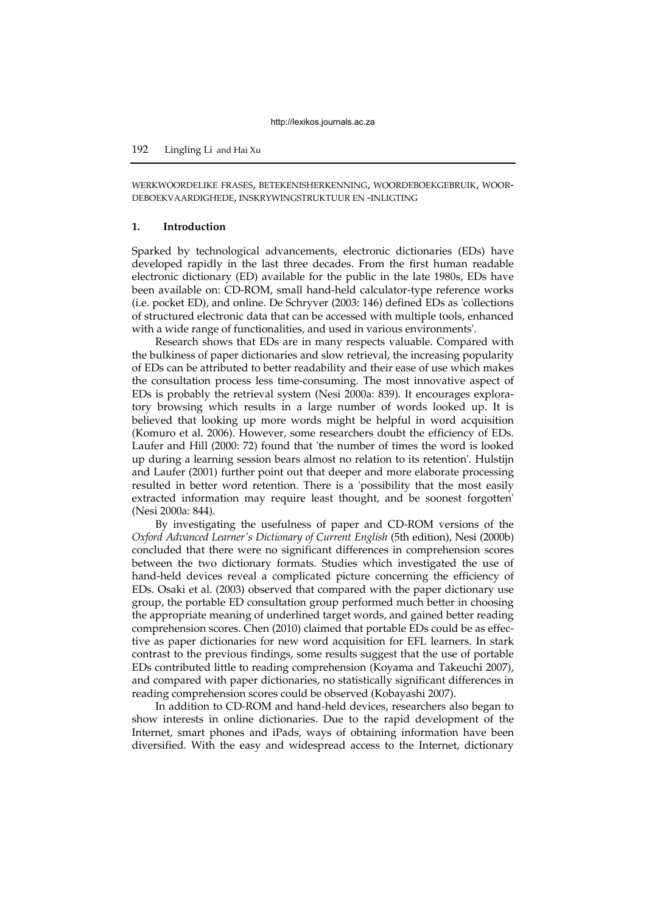WERKWOORDELIKE FRASES, BETEKENISHERKENNING, WOORDEBOEKGEBRUIK, WOORDEBOEKVAARDIGHEDE, INSKRYWINGSTRUKTUUR EN -INLIGTING

## 1. Introduction

Sparked by technological advancements, electronic dictionaries (EDs) have developed rapidly in the last three decades. From the first human readable electronic dictionary (ED) available for the public in the late 1980s, EDs have been available on: CD-ROM, small hand-held calculator-type reference works (i.e. pocket ED), and online. De Schryver (2003: 146) defined EDs as 'collections of structured electronic data that can be accessed with multiple tools, enhanced with a wide range of functionalities, and used in various environments'.

Research shows that EDs are in many respects valuable. Compared with the bulkiness of paper dictionaries and slow retrieval, the increasing popularity of EDs can be attributed to better readability and their ease of use which makes the consultation process less time-consuming. The most innovative aspect of EDs is probably the retrieval system (Nesi 2000a: 839). It encourages exploratory browsing which results in a large number of words looked up. It is believed that looking up more words might be helpful in word acquisition (Komuro et al. 2006). However, some researchers doubt the efficiency of EDs. Laufer and Hill (2000: 72) found that 'the number of times the word is looked up during a learning session bears almost no relation to its retention'. Hulstijn and Laufer (2001) further point out that deeper and more elaborate processing resulted in better word retention. There is a 'possibility that the most easily extracted information may require least thought, and be soonest forgotten' (Nesi 2000a: 844).

By investigating the usefulness of paper and CD-ROM versions of the *Oxford Advanced Learner's Dictionary of Current English* (5th edition), Nesi (2000b) concluded that there were no significant differences in comprehension scores between the two dictionary formats. Studies which investigated the use of hand-held devices reveal a complicated picture concerning the efficiency of EDs. Osaki et al. (2003) observed that compared with the paper dictionary use group, the portable ED consultation group performed much better in choosing the appropriate meaning of underlined target words, and gained better reading comprehension scores. Chen (2010) claimed that portable EDs could be as effective as paper dictionaries for new word acquisition for EFL learners. In stark contrast to the previous findings, some results suggest that the use of portable EDs contributed little to reading comprehension (Koyama and Takeuchi 2007), and compared with paper dictionaries, no statistically significant differences in reading comprehension scores could be observed (Kobayashi 2007).

In addition to CD-ROM and hand-held devices, researchers also began to show interests in online dictionaries. Due to the rapid development of the Internet, smart phones and iPads, ways of obtaining information have been diversified. With the easy and widespread access to the Internet, dictionary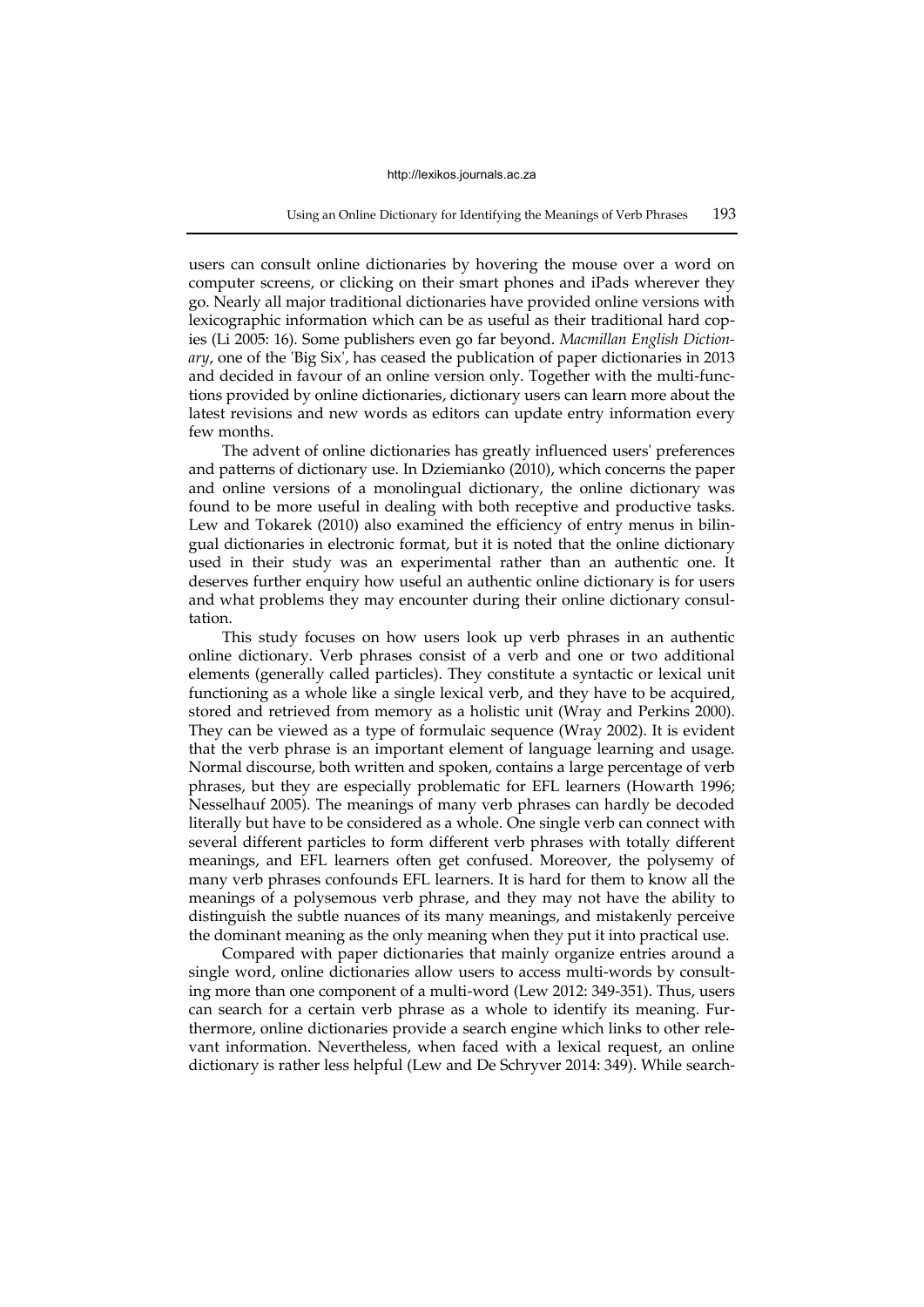users can consult online dictionaries by hovering the mouse over a word on computer screens, or clicking on their smart phones and iPads wherever they go. Nearly all major traditional dictionaries have provided online versions with lexicographic information which can be as useful as their traditional hard copies (Li 2005: 16). Some publishers even go far beyond. *Macmillan English Dictionary*, one of the 'Big Six', has ceased the publication of paper dictionaries in 2013 and decided in favour of an online version only. Together with the multi-functions provided by online dictionaries, dictionary users can learn more about the latest revisions and new words as editors can update entry information every few months.

The advent of online dictionaries has greatly influenced users' preferences and patterns of dictionary use. In Dziemianko (2010), which concerns the paper and online versions of a monolingual dictionary, the online dictionary was found to be more useful in dealing with both receptive and productive tasks. Lew and Tokarek (2010) also examined the efficiency of entry menus in bilingual dictionaries in electronic format, but it is noted that the online dictionary used in their study was an experimental rather than an authentic one. It deserves further enquiry how useful an authentic online dictionary is for users and what problems they may encounter during their online dictionary consultation.

This study focuses on how users look up verb phrases in an authentic online dictionary. Verb phrases consist of a verb and one or two additional elements (generally called particles). They constitute a syntactic or lexical unit functioning as a whole like a single lexical verb, and they have to be acquired, stored and retrieved from memory as a holistic unit (Wray and Perkins 2000). They can be viewed as a type of formulaic sequence (Wray 2002). It is evident that the verb phrase is an important element of language learning and usage. Normal discourse, both written and spoken, contains a large percentage of verb phrases, but they are especially problematic for EFL learners (Howarth 1996; Nesselhauf 2005). The meanings of many verb phrases can hardly be decoded literally but have to be considered as a whole. One single verb can connect with several different particles to form different verb phrases with totally different meanings, and EFL learners often get confused. Moreover, the polysemy of many verb phrases confounds EFL learners. It is hard for them to know all the meanings of a polysemous verb phrase, and they may not have the ability to distinguish the subtle nuances of its many meanings, and mistakenly perceive the dominant meaning as the only meaning when they put it into practical use.

Compared with paper dictionaries that mainly organize entries around a single word, online dictionaries allow users to access multi-words by consulting more than one component of a multi-word (Lew 2012: 349-351). Thus, users can search for a certain verb phrase as a whole to identify its meaning. Furthermore, online dictionaries provide a search engine which links to other relevant information. Nevertheless, when faced with a lexical request, an online dictionary is rather less helpful (Lew and De Schryver 2014: 349). While search-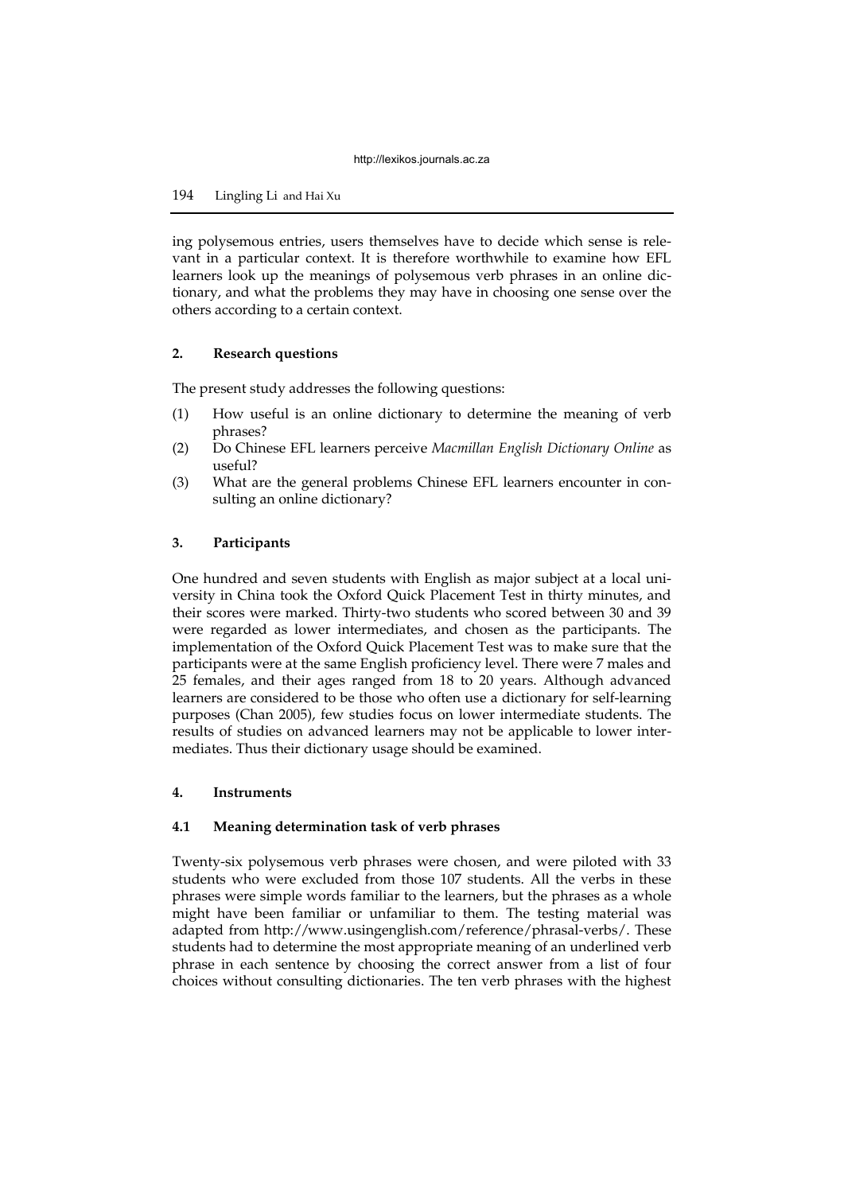ing polysemous entries, users themselves have to decide which sense is relevant in a particular context. It is therefore worthwhile to examine how EFL learners look up the meanings of polysemous verb phrases in an online dictionary, and what the problems they may have in choosing one sense over the others according to a certain context.

## 2. Research questions

The present study addresses the following questions:

(1) How useful is an online dictionary to determine the meaning of verb phrases?

(2) Do Chinese EFL learners perceive *Macmillan English Dictionary Online* as useful?

(3) What are the general problems Chinese EFL learners encounter in consulting an online dictionary?

## 3. Participants

One hundred and seven students with English as major subject at a local university in China took the Oxford Quick Placement Test in thirty minutes, and their scores were marked. Thirty-two students who scored between 30 and 39 were regarded as lower intermediates, and chosen as the participants. The implementation of the Oxford Quick Placement Test was to make sure that the participants were at the same English proficiency level. There were 7 males and 25 females, and their ages ranged from 18 to 20 years. Although advanced learners are considered to be those who often use a dictionary for self-learning purposes (Chan 2005), few studies focus on lower intermediate students. The results of studies on advanced learners may not be applicable to lower intermediates. Thus their dictionary usage should be examined.

## 4. Instruments

### 4.1 Meaning determination task of verb phrases

Twenty-six polysemous verb phrases were chosen, and were piloted with 33 students who were excluded from those 107 students. All the verbs in these phrases were simple words familiar to the learners, but the phrases as a whole might have been familiar or unfamiliar to them. The testing material was adapted from http://www.usingenglish.com/reference/phrasal-verbs/. These students had to determine the most appropriate meaning of an underlined verb phrase in each sentence by choosing the correct answer from a list of four choices without consulting dictionaries. The ten verb phrases with the highest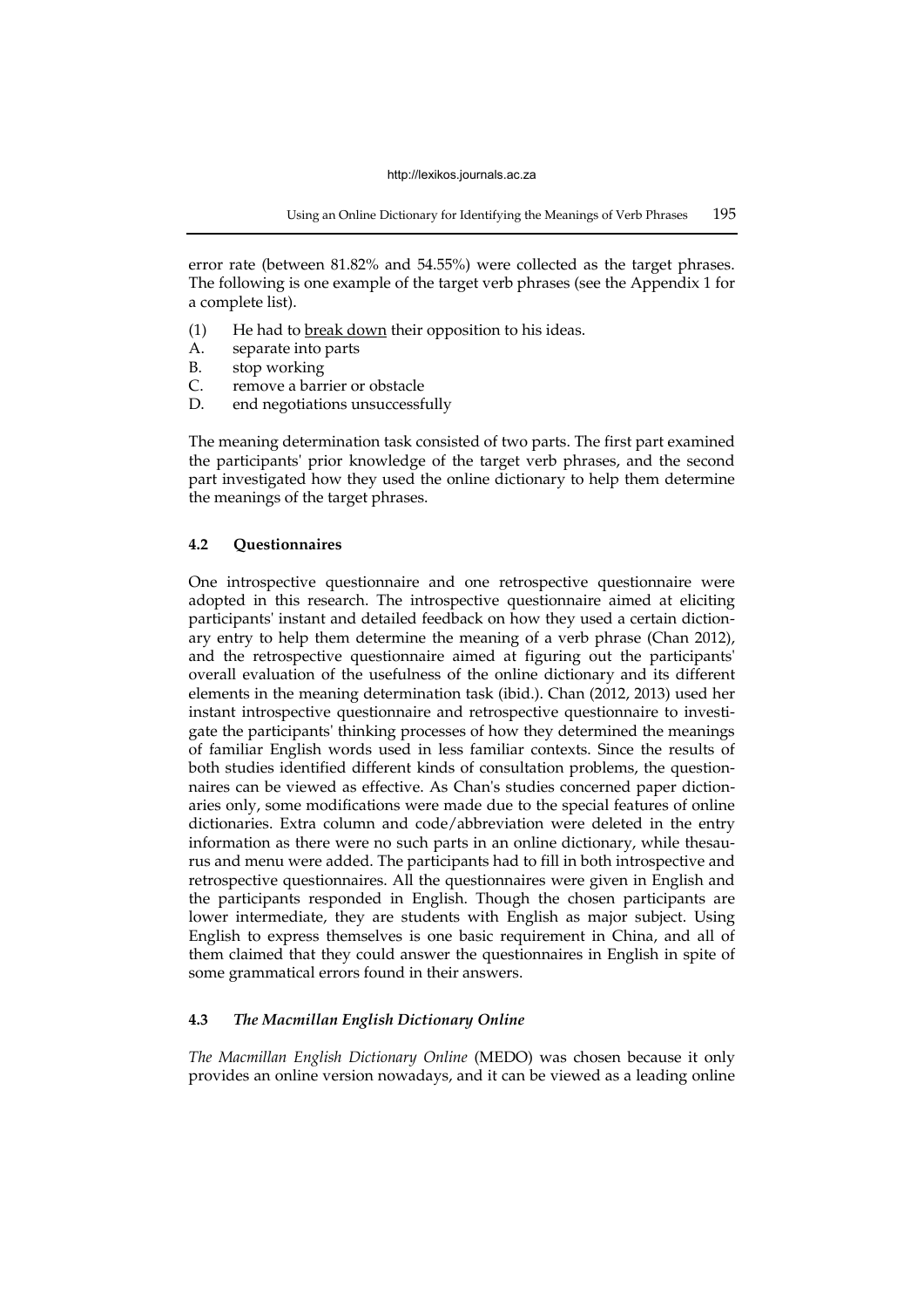error rate (between 81.82% and 54.55%) were collected as the target phrases. The following is one example of the target verb phrases (see the Appendix 1 for a complete list).

(1) He had to <u>break down</u> their opposition to his ideas.
A. separate into parts
B. stop working
C. remove a barrier or obstacle
D. end negotiations unsuccessfully

The meaning determination task consisted of two parts. The first part examined the participants' prior knowledge of the target verb phrases, and the second part investigated how they used the online dictionary to help them determine the meanings of the target phrases.

### 4.2 Questionnaires

One introspective questionnaire and one retrospective questionnaire were adopted in this research. The introspective questionnaire aimed at eliciting participants' instant and detailed feedback on how they used a certain dictionary entry to help them determine the meaning of a verb phrase (Chan 2012), and the retrospective questionnaire aimed at figuring out the participants' overall evaluation of the usefulness of the online dictionary and its different elements in the meaning determination task (ibid.). Chan (2012, 2013) used her instant introspective questionnaire and retrospective questionnaire to investigate the participants' thinking processes of how they determined the meanings of familiar English words used in less familiar contexts. Since the results of both studies identified different kinds of consultation problems, the questionnaires can be viewed as effective. As Chan's studies concerned paper dictionaries only, some modifications were made due to the special features of online dictionaries. Extra column and code/abbreviation were deleted in the entry information as there were no such parts in an online dictionary, while thesaurus and menu were added. The participants had to fill in both introspective and retrospective questionnaires. All the questionnaires were given in English and the participants responded in English. Though the chosen participants are lower intermediate, they are students with English as major subject. Using English to express themselves is one basic requirement in China, and all of them claimed that they could answer the questionnaires in English in spite of some grammatical errors found in their answers.

### 4.3 *The Macmillan English Dictionary Online*

*The Macmillan English Dictionary Online* (MEDO) was chosen because it only provides an online version nowadays, and it can be viewed as a leading online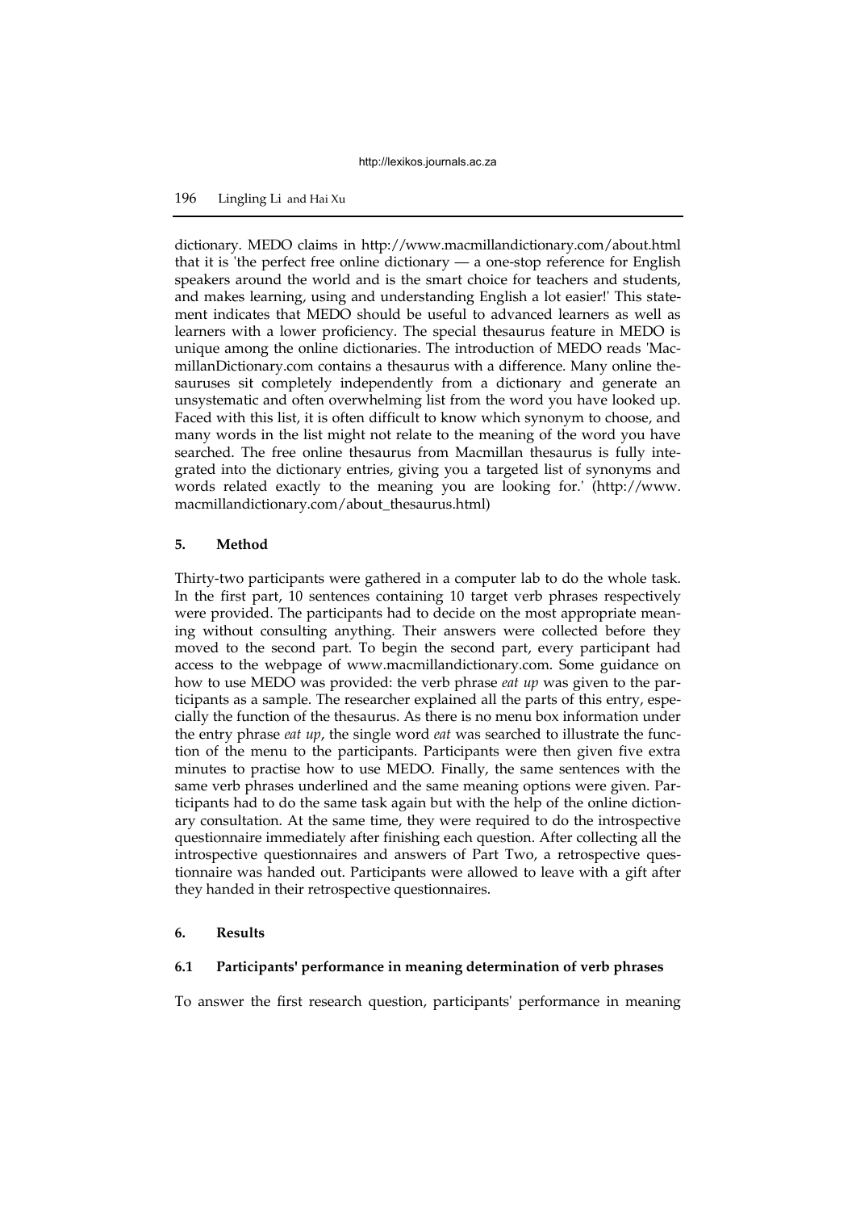dictionary. MEDO claims in http://www.macmillandictionary.com/about.html that it is 'the perfect free online dictionary — a one-stop reference for English speakers around the world and is the smart choice for teachers and students, and makes learning, using and understanding English a lot easier!' This statement indicates that MEDO should be useful to advanced learners as well as learners with a lower proficiency. The special thesaurus feature in MEDO is unique among the online dictionaries. The introduction of MEDO reads 'MacmillanDictionary.com contains a thesaurus with a difference. Many online thesauruses sit completely independently from a dictionary and generate an unsystematic and often overwhelming list from the word you have looked up. Faced with this list, it is often difficult to know which synonym to choose, and many words in the list might not relate to the meaning of the word you have searched. The free online thesaurus from Macmillan thesaurus is fully integrated into the dictionary entries, giving you a targeted list of synonyms and words related exactly to the meaning you are looking for.' (http://www.macmillandictionary.com/about_thesaurus.html)

## 5. Method

Thirty-two participants were gathered in a computer lab to do the whole task. In the first part, 10 sentences containing 10 target verb phrases respectively were provided. The participants had to decide on the most appropriate meaning without consulting anything. Their answers were collected before they moved to the second part. To begin the second part, every participant had access to the webpage of www.macmillandictionary.com. Some guidance on how to use MEDO was provided: the verb phrase *eat up* was given to the participants as a sample. The researcher explained all the parts of this entry, especially the function of the thesaurus. As there is no menu box information under the entry phrase *eat up*, the single word *eat* was searched to illustrate the function of the menu to the participants. Participants were then given five extra minutes to practise how to use MEDO. Finally, the same sentences with the same verb phrases underlined and the same meaning options were given. Participants had to do the same task again but with the help of the online dictionary consultation. At the same time, they were required to do the introspective questionnaire immediately after finishing each question. After collecting all the introspective questionnaires and answers of Part Two, a retrospective questionnaire was handed out. Participants were allowed to leave with a gift after they handed in their retrospective questionnaires.

## 6. Results

### 6.1 Participants' performance in meaning determination of verb phrases

To answer the first research question, participants' performance in meaning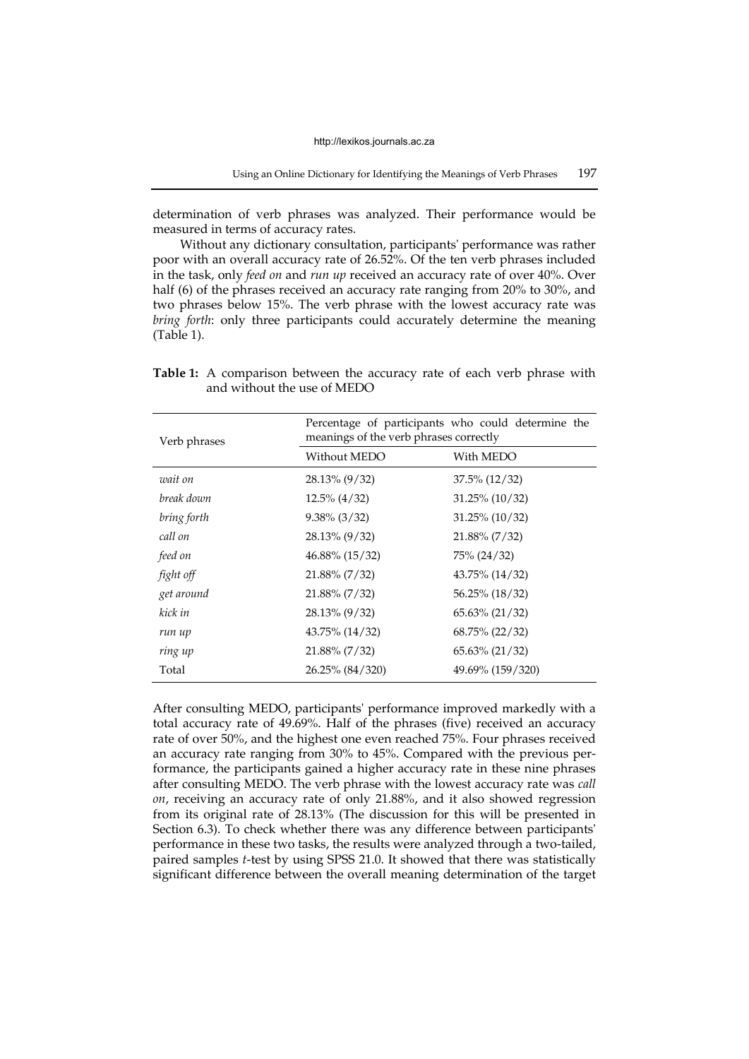determination of verb phrases was analyzed. Their performance would be measured in terms of accuracy rates.

Without any dictionary consultation, participants' performance was rather poor with an overall accuracy rate of 26.52%. Of the ten verb phrases included in the task, only *feed on* and *run up* received an accuracy rate of over 40%. Over half (6) of the phrases received an accuracy rate ranging from 20% to 30%, and two phrases below 15%. The verb phrase with the lowest accuracy rate was *bring forth*: only three participants could accurately determine the meaning (Table 1).

**Table 1:** A comparison between the accuracy rate of each verb phrase with and without the use of MEDO

| Verb phrases | Percentage of participants who could determine the meanings of the verb phrases correctly | |
|---|---|---|
| | Without MEDO | With MEDO |
| *wait on* | 28.13% (9/32) | 37.5% (12/32) |
| *break down* | 12.5% (4/32) | 31.25% (10/32) |
| *bring forth* | 9.38% (3/32) | 31.25% (10/32) |
| *call on* | 28.13% (9/32) | 21.88% (7/32) |
| *feed on* | 46.88% (15/32) | 75% (24/32) |
| *fight off* | 21.88% (7/32) | 43.75% (14/32) |
| *get around* | 21.88% (7/32) | 56.25% (18/32) |
| *kick in* | 28.13% (9/32) | 65.63% (21/32) |
| *run up* | 43.75% (14/32) | 68.75% (22/32) |
| *ring up* | 21.88% (7/32) | 65.63% (21/32) |
| Total | 26.25% (84/320) | 49.69% (159/320) |

After consulting MEDO, participants' performance improved markedly with a total accuracy rate of 49.69%. Half of the phrases (five) received an accuracy rate of over 50%, and the highest one even reached 75%. Four phrases received an accuracy rate ranging from 30% to 45%. Compared with the previous performance, the participants gained a higher accuracy rate in these nine phrases after consulting MEDO. The verb phrase with the lowest accuracy rate was *call on*, receiving an accuracy rate of only 21.88%, and it also showed regression from its original rate of 28.13% (The discussion for this will be presented in Section 6.3). To check whether there was any difference between participants' performance in these two tasks, the results were analyzed through a two-tailed, paired samples *t*-test by using SPSS 21.0. It showed that there was statistically significant difference between the overall meaning determination of the target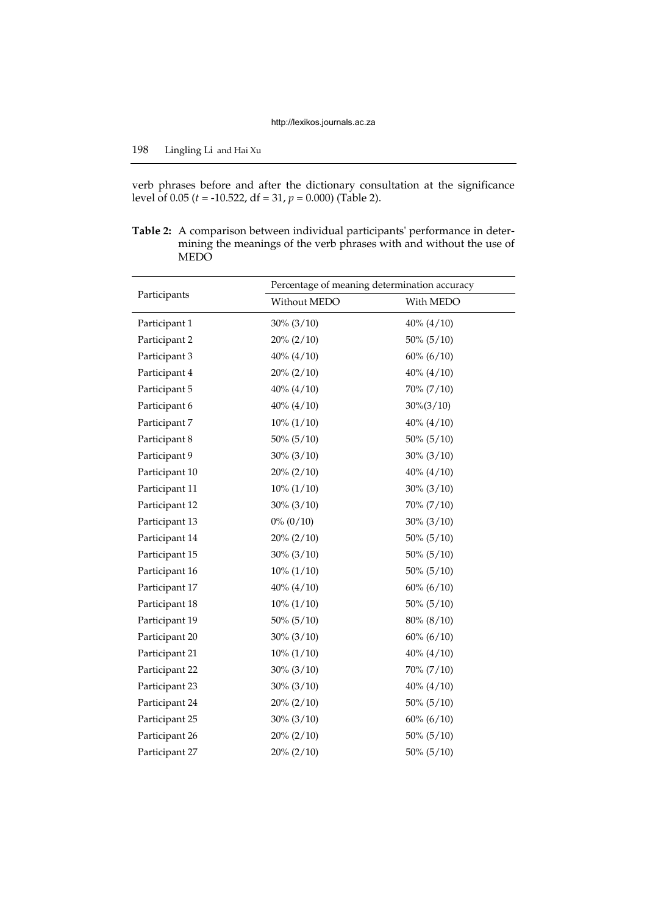verb phrases before and after the dictionary consultation at the significance level of 0.05 ($t$ = -10.522, df = 31, $p$ = 0.000) (Table 2).

**Table 2:** A comparison between individual participants' performance in determining the meanings of the verb phrases with and without the use of MEDO

| Participants | Percentage of meaning determination accuracy | |
|---|---|---|
| | Without MEDO | With MEDO |
| Participant 1 | 30% (3/10) | 40% (4/10) |
| Participant 2 | 20% (2/10) | 50% (5/10) |
| Participant 3 | 40% (4/10) | 60% (6/10) |
| Participant 4 | 20% (2/10) | 40% (4/10) |
| Participant 5 | 40% (4/10) | 70% (7/10) |
| Participant 6 | 40% (4/10) | 30%(3/10) |
| Participant 7 | 10% (1/10) | 40% (4/10) |
| Participant 8 | 50% (5/10) | 50% (5/10) |
| Participant 9 | 30% (3/10) | 30% (3/10) |
| Participant 10 | 20% (2/10) | 40% (4/10) |
| Participant 11 | 10% (1/10) | 30% (3/10) |
| Participant 12 | 30% (3/10) | 70% (7/10) |
| Participant 13 | 0% (0/10) | 30% (3/10) |
| Participant 14 | 20% (2/10) | 50% (5/10) |
| Participant 15 | 30% (3/10) | 50% (5/10) |
| Participant 16 | 10% (1/10) | 50% (5/10) |
| Participant 17 | 40% (4/10) | 60% (6/10) |
| Participant 18 | 10% (1/10) | 50% (5/10) |
| Participant 19 | 50% (5/10) | 80% (8/10) |
| Participant 20 | 30% (3/10) | 60% (6/10) |
| Participant 21 | 10% (1/10) | 40% (4/10) |
| Participant 22 | 30% (3/10) | 70% (7/10) |
| Participant 23 | 30% (3/10) | 40% (4/10) |
| Participant 24 | 20% (2/10) | 50% (5/10) |
| Participant 25 | 30% (3/10) | 60% (6/10) |
| Participant 26 | 20% (2/10) | 50% (5/10) |
| Participant 27 | 20% (2/10) | 50% (5/10) |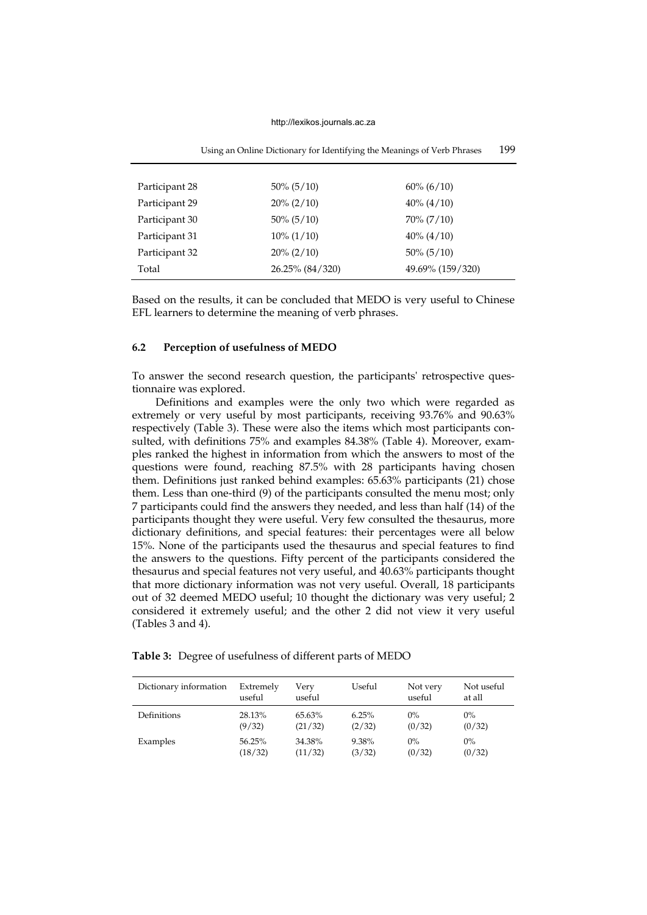| | | |
|---|---|---|
| Participant 28 | 50% (5/10) | 60% (6/10) |
| Participant 29 | 20% (2/10) | 40% (4/10) |
| Participant 30 | 50% (5/10) | 70% (7/10) |
| Participant 31 | 10% (1/10) | 40% (4/10) |
| Participant 32 | 20% (2/10) | 50% (5/10) |
| Total | 26.25% (84/320) | 49.69% (159/320) |

Based on the results, it can be concluded that MEDO is very useful to Chinese EFL learners to determine the meaning of verb phrases.

### 6.2 Perception of usefulness of MEDO

To answer the second research question, the participants' retrospective questionnaire was explored.

Definitions and examples were the only two which were regarded as extremely or very useful by most participants, receiving 93.76% and 90.63% respectively (Table 3). These were also the items which most participants consulted, with definitions 75% and examples 84.38% (Table 4). Moreover, examples ranked the highest in information from which the answers to most of the questions were found, reaching 87.5% with 28 participants having chosen them. Definitions just ranked behind examples: 65.63% participants (21) chose them. Less than one-third (9) of the participants consulted the menu most; only 7 participants could find the answers they needed, and less than half (14) of the participants thought they were useful. Very few consulted the thesaurus, more dictionary definitions, and special features: their percentages were all below 15%. None of the participants used the thesaurus and special features to find the answers to the questions. Fifty percent of the participants considered the thesaurus and special features not very useful, and 40.63% participants thought that more dictionary information was not very useful. Overall, 18 participants out of 32 deemed MEDO useful; 10 thought the dictionary was very useful; 2 considered it extremely useful; and the other 2 did not view it very useful (Tables 3 and 4).

**Table 3:** Degree of usefulness of different parts of MEDO

| Dictionary information | Extremely useful | Very useful | Useful | Not very useful | Not useful at all |
|---|---|---|---|---|---|
| Definitions | 28.13% (9/32) | 65.63% (21/32) | 6.25% (2/32) | 0% (0/32) | 0% (0/32) |
| Examples | 56.25% (18/32) | 34.38% (11/32) | 9.38% (3/32) | 0% (0/32) | 0% (0/32) |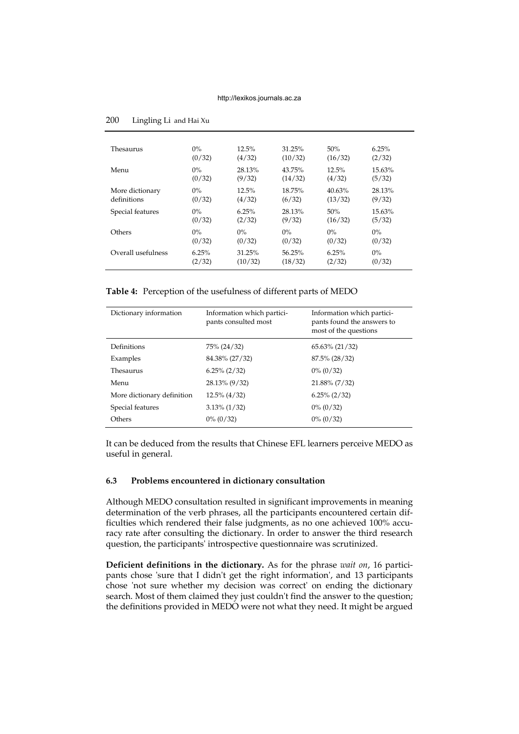| | | | | | |
|---|---|---|---|---|---|
| Thesaurus | 0% (0/32) | 12.5% (4/32) | 31.25% (10/32) | 50% (16/32) | 6.25% (2/32) |
| Menu | 0% (0/32) | 28.13% (9/32) | 43.75% (14/32) | 12.5% (4/32) | 15.63% (5/32) |
| More dictionary definitions | 0% (0/32) | 12.5% (4/32) | 18.75% (6/32) | 40.63% (13/32) | 28.13% (9/32) |
| Special features | 0% (0/32) | 6.25% (2/32) | 28.13% (9/32) | 50% (16/32) | 15.63% (5/32) |
| Others | 0% (0/32) | 0% (0/32) | 0% (0/32) | 0% (0/32) | 0% (0/32) |
| Overall usefulness | 6.25% (2/32) | 31.25% (10/32) | 56.25% (18/32) | 6.25% (2/32) | 0% (0/32) |

**Table 4:** Perception of the usefulness of different parts of MEDO

| Dictionary information | Information which participants consulted most | Information which participants found the answers to most of the questions |
|---|---|---|
| Definitions | 75% (24/32) | 65.63% (21/32) |
| Examples | 84.38% (27/32) | 87.5% (28/32) |
| Thesaurus | 6.25% (2/32) | 0% (0/32) |
| Menu | 28.13% (9/32) | 21.88% (7/32) |
| More dictionary definition | 12.5% (4/32) | 6.25% (2/32) |
| Special features | 3.13% (1/32) | 0% (0/32) |
| Others | 0% (0/32) | 0% (0/32) |

It can be deduced from the results that Chinese EFL learners perceive MEDO as useful in general.

### 6.3 Problems encountered in dictionary consultation

Although MEDO consultation resulted in significant improvements in meaning determination of the verb phrases, all the participants encountered certain difficulties which rendered their false judgments, as no one achieved 100% accuracy rate after consulting the dictionary. In order to answer the third research question, the participants' introspective questionnaire was scrutinized.

**Deficient definitions in the dictionary.** As for the phrase *wait on*, 16 participants chose 'sure that I didn't get the right information', and 13 participants chose 'not sure whether my decision was correct' on ending the dictionary search. Most of them claimed they just couldn't find the answer to the question; the definitions provided in MEDO were not what they need. It might be argued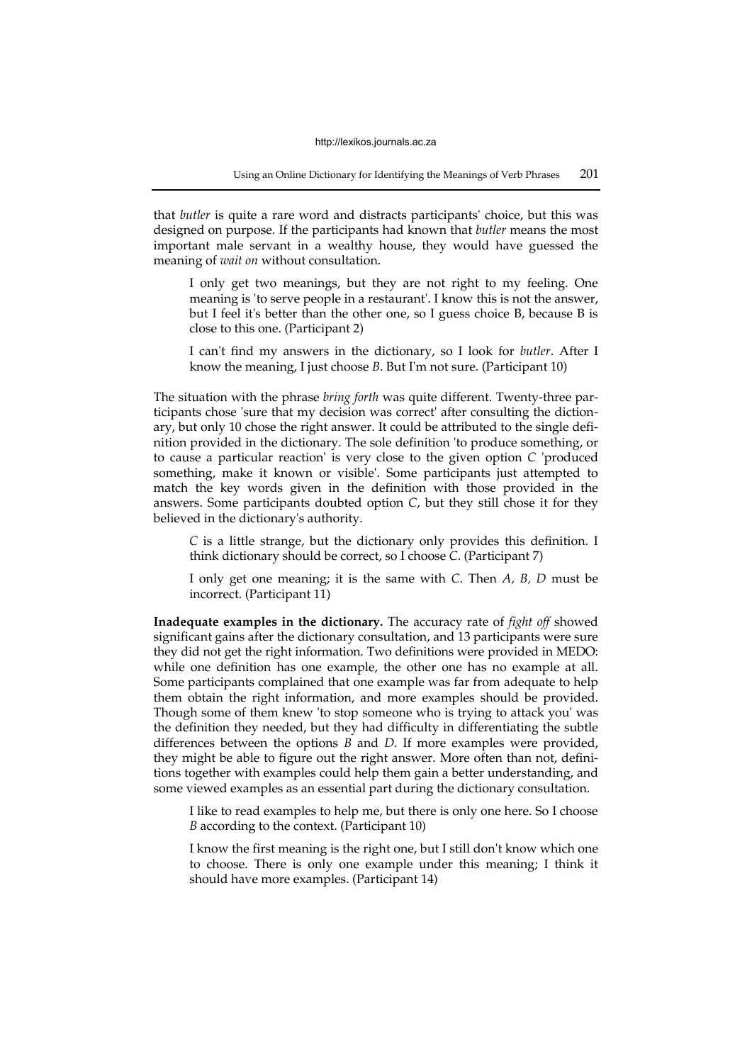that *butler* is quite a rare word and distracts participants' choice, but this was designed on purpose. If the participants had known that *butler* means the most important male servant in a wealthy house, they would have guessed the meaning of *wait on* without consultation.

> I only get two meanings, but they are not right to my feeling. One meaning is 'to serve people in a restaurant'. I know this is not the answer, but I feel it's better than the other one, so I guess choice B, because B is close to this one. (Participant 2)

> I can't find my answers in the dictionary, so I look for *butler*. After I know the meaning, I just choose *B*. But I'm not sure. (Participant 10)

The situation with the phrase *bring forth* was quite different. Twenty-three participants chose 'sure that my decision was correct' after consulting the dictionary, but only 10 chose the right answer. It could be attributed to the single definition provided in the dictionary. The sole definition 'to produce something, or to cause a particular reaction' is very close to the given option *C* 'produced something, make it known or visible'. Some participants just attempted to match the key words given in the definition with those provided in the answers. Some participants doubted option *C*, but they still chose it for they believed in the dictionary's authority.

> *C* is a little strange, but the dictionary only provides this definition. I think dictionary should be correct, so I choose *C*. (Participant 7)

> I only get one meaning; it is the same with *C*. Then *A, B, D* must be incorrect. (Participant 11)

**Inadequate examples in the dictionary.** The accuracy rate of *fight off* showed significant gains after the dictionary consultation, and 13 participants were sure they did not get the right information. Two definitions were provided in MEDO: while one definition has one example, the other one has no example at all. Some participants complained that one example was far from adequate to help them obtain the right information, and more examples should be provided. Though some of them knew 'to stop someone who is trying to attack you' was the definition they needed, but they had difficulty in differentiating the subtle differences between the options *B* and *D*. If more examples were provided, they might be able to figure out the right answer. More often than not, definitions together with examples could help them gain a better understanding, and some viewed examples as an essential part during the dictionary consultation.

> I like to read examples to help me, but there is only one here. So I choose *B* according to the context. (Participant 10)

> I know the first meaning is the right one, but I still don't know which one to choose. There is only one example under this meaning; I think it should have more examples. (Participant 14)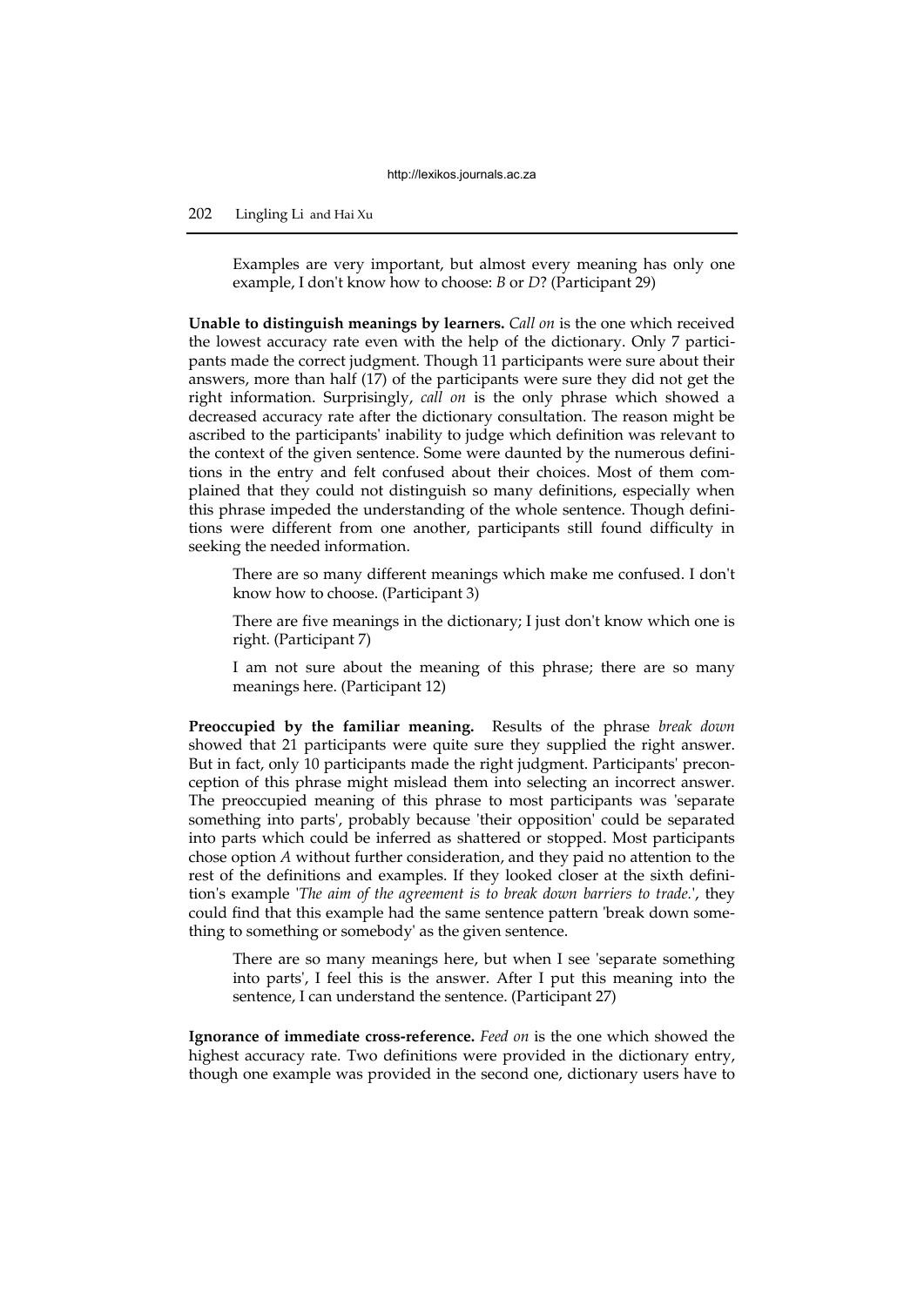> Examples are very important, but almost every meaning has only one example, I don't know how to choose: *B* or *D*? (Participant 29)

**Unable to distinguish meanings by learners.** *Call on* is the one which received the lowest accuracy rate even with the help of the dictionary. Only 7 participants made the correct judgment. Though 11 participants were sure about their answers, more than half (17) of the participants were sure they did not get the right information. Surprisingly, *call on* is the only phrase which showed a decreased accuracy rate after the dictionary consultation. The reason might be ascribed to the participants' inability to judge which definition was relevant to the context of the given sentence. Some were daunted by the numerous definitions in the entry and felt confused about their choices. Most of them complained that they could not distinguish so many definitions, especially when this phrase impeded the understanding of the whole sentence. Though definitions were different from one another, participants still found difficulty in seeking the needed information.

> There are so many different meanings which make me confused. I don't know how to choose. (Participant 3)

> There are five meanings in the dictionary; I just don't know which one is right. (Participant 7)

> I am not sure about the meaning of this phrase; there are so many meanings here. (Participant 12)

**Preoccupied by the familiar meaning.** Results of the phrase *break down* showed that 21 participants were quite sure they supplied the right answer. But in fact, only 10 participants made the right judgment. Participants' preconception of this phrase might mislead them into selecting an incorrect answer. The preoccupied meaning of this phrase to most participants was 'separate something into parts', probably because 'their opposition' could be separated into parts which could be inferred as shattered or stopped. Most participants chose option *A* without further consideration, and they paid no attention to the rest of the definitions and examples. If they looked closer at the sixth definition's example '*The aim of the agreement is to break down barriers to trade.*', they could find that this example had the same sentence pattern 'break down something to something or somebody' as the given sentence.

> There are so many meanings here, but when I see 'separate something into parts', I feel this is the answer. After I put this meaning into the sentence, I can understand the sentence. (Participant 27)

**Ignorance of immediate cross-reference.** *Feed on* is the one which showed the highest accuracy rate. Two definitions were provided in the dictionary entry, though one example was provided in the second one, dictionary users have to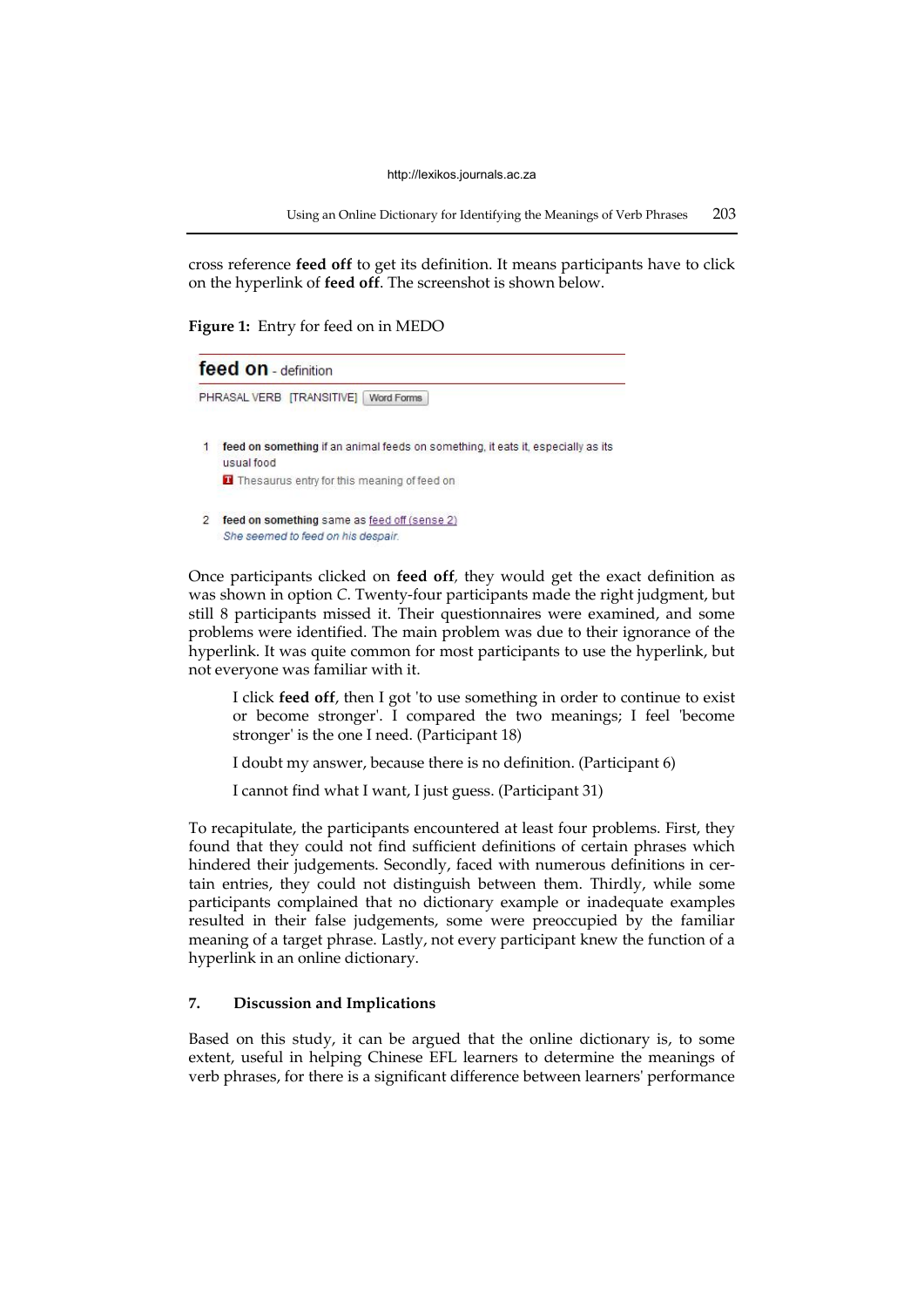cross reference **feed off** to get its definition. It means participants have to click on the hyperlink of **feed off**. The screenshot is shown below.

**Figure 1:** Entry for feed on in MEDO

**feed on** - definition

PHRASAL VERB [TRANSITIVE] Word Forms

1 **feed on something** if an animal feeds on something, it eats it, especially as its usual food

T Thesaurus entry for this meaning of feed on

2 **feed on something** same as feed off (sense 2)
*She seemed to feed on his despair.*

Once participants clicked on **feed off**, they would get the exact definition as was shown in option *C*. Twenty-four participants made the right judgment, but still 8 participants missed it. Their questionnaires were examined, and some problems were identified. The main problem was due to their ignorance of the hyperlink. It was quite common for most participants to use the hyperlink, but not everyone was familiar with it.

> I click **feed off**, then I got 'to use something in order to continue to exist or become stronger'. I compared the two meanings; I feel 'become stronger' is the one I need. (Participant 18)
>
> I doubt my answer, because there is no definition. (Participant 6)
>
> I cannot find what I want, I just guess. (Participant 31)

To recapitulate, the participants encountered at least four problems. First, they found that they could not find sufficient definitions of certain phrases which hindered their judgements. Secondly, faced with numerous definitions in certain entries, they could not distinguish between them. Thirdly, while some participants complained that no dictionary example or inadequate examples resulted in their false judgements, some were preoccupied by the familiar meaning of a target phrase. Lastly, not every participant knew the function of a hyperlink in an online dictionary.

## 7. Discussion and Implications

Based on this study, it can be argued that the online dictionary is, to some extent, useful in helping Chinese EFL learners to determine the meanings of verb phrases, for there is a significant difference between learners' performance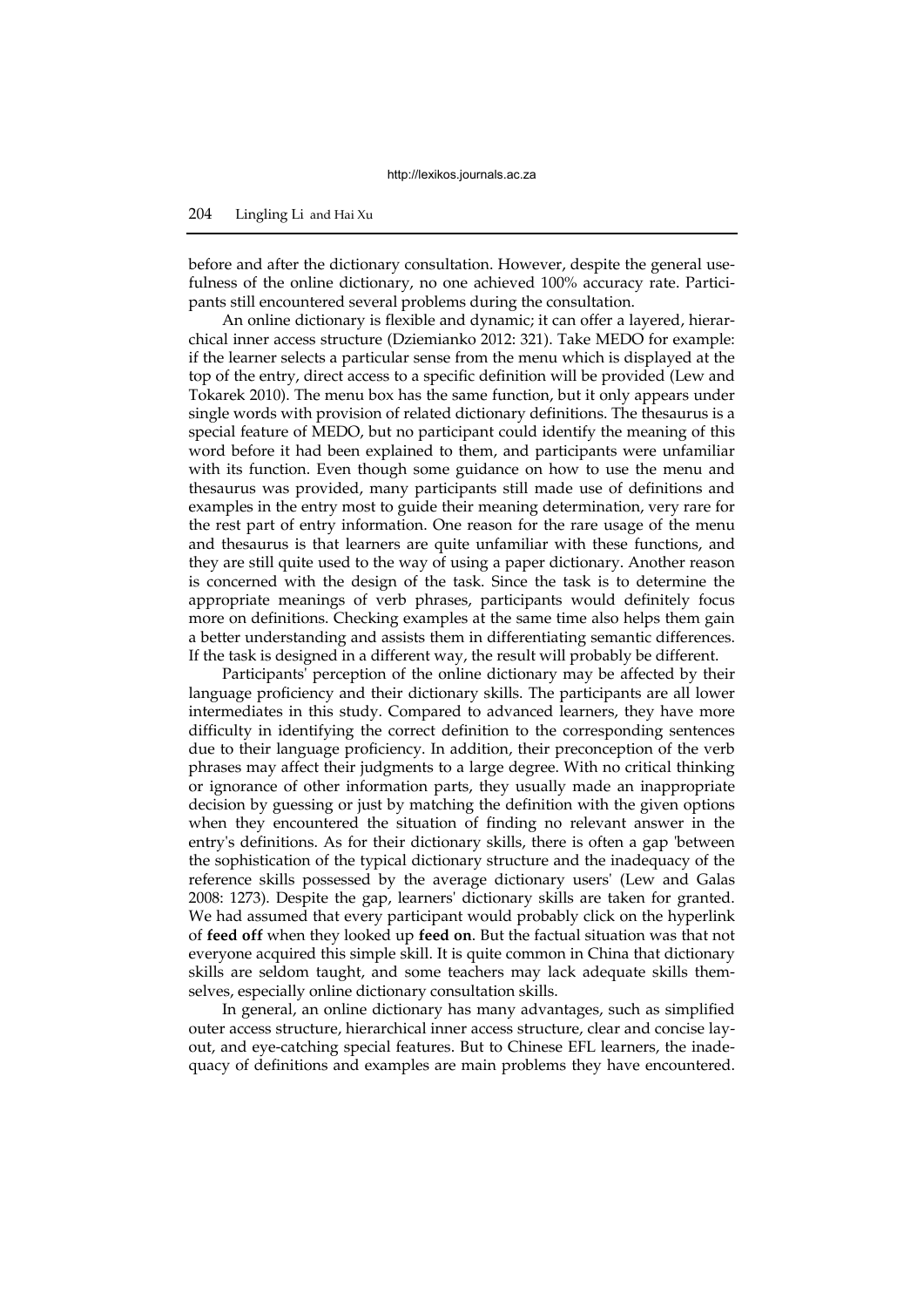before and after the dictionary consultation. However, despite the general usefulness of the online dictionary, no one achieved 100% accuracy rate. Participants still encountered several problems during the consultation.

An online dictionary is flexible and dynamic; it can offer a layered, hierarchical inner access structure (Dziemianko 2012: 321). Take MEDO for example: if the learner selects a particular sense from the menu which is displayed at the top of the entry, direct access to a specific definition will be provided (Lew and Tokarek 2010). The menu box has the same function, but it only appears under single words with provision of related dictionary definitions. The thesaurus is a special feature of MEDO, but no participant could identify the meaning of this word before it had been explained to them, and participants were unfamiliar with its function. Even though some guidance on how to use the menu and thesaurus was provided, many participants still made use of definitions and examples in the entry most to guide their meaning determination, very rare for the rest part of entry information. One reason for the rare usage of the menu and thesaurus is that learners are quite unfamiliar with these functions, and they are still quite used to the way of using a paper dictionary. Another reason is concerned with the design of the task. Since the task is to determine the appropriate meanings of verb phrases, participants would definitely focus more on definitions. Checking examples at the same time also helps them gain a better understanding and assists them in differentiating semantic differences. If the task is designed in a different way, the result will probably be different.

Participants' perception of the online dictionary may be affected by their language proficiency and their dictionary skills. The participants are all lower intermediates in this study. Compared to advanced learners, they have more difficulty in identifying the correct definition to the corresponding sentences due to their language proficiency. In addition, their preconception of the verb phrases may affect their judgments to a large degree. With no critical thinking or ignorance of other information parts, they usually made an inappropriate decision by guessing or just by matching the definition with the given options when they encountered the situation of finding no relevant answer in the entry's definitions. As for their dictionary skills, there is often a gap 'between the sophistication of the typical dictionary structure and the inadequacy of the reference skills possessed by the average dictionary users' (Lew and Galas 2008: 1273). Despite the gap, learners' dictionary skills are taken for granted. We had assumed that every participant would probably click on the hyperlink of **feed off** when they looked up **feed on**. But the factual situation was that not everyone acquired this simple skill. It is quite common in China that dictionary skills are seldom taught, and some teachers may lack adequate skills themselves, especially online dictionary consultation skills.

In general, an online dictionary has many advantages, such as simplified outer access structure, hierarchical inner access structure, clear and concise layout, and eye-catching special features. But to Chinese EFL learners, the inadequacy of definitions and examples are main problems they have encountered.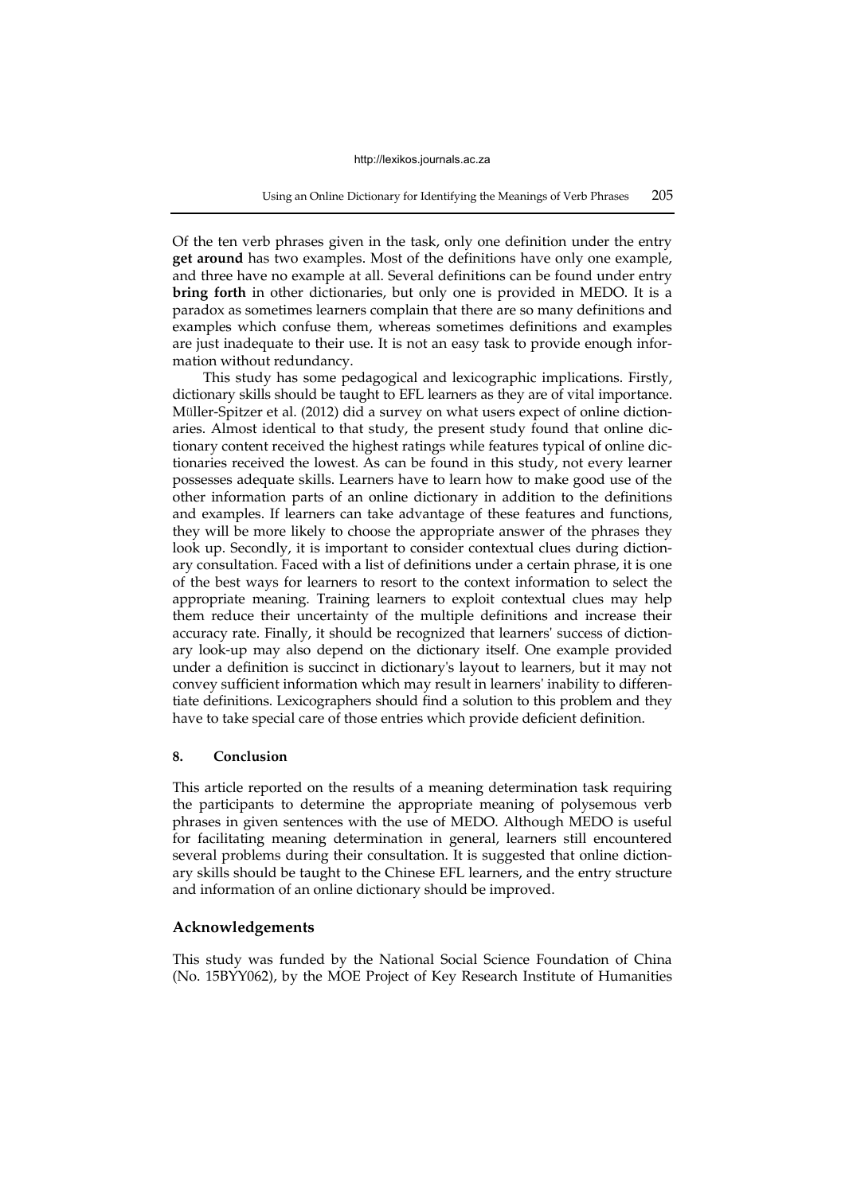Of the ten verb phrases given in the task, only one definition under the entry **get around** has two examples. Most of the definitions have only one example, and three have no example at all. Several definitions can be found under entry **bring forth** in other dictionaries, but only one is provided in MEDO. It is a paradox as sometimes learners complain that there are so many definitions and examples which confuse them, whereas sometimes definitions and examples are just inadequate to their use. It is not an easy task to provide enough information without redundancy.

This study has some pedagogical and lexicographic implications. Firstly, dictionary skills should be taught to EFL learners as they are of vital importance. Müller-Spitzer et al. (2012) did a survey on what users expect of online dictionaries. Almost identical to that study, the present study found that online dictionary content received the highest ratings while features typical of online dictionaries received the lowest. As can be found in this study, not every learner possesses adequate skills. Learners have to learn how to make good use of the other information parts of an online dictionary in addition to the definitions and examples. If learners can take advantage of these features and functions, they will be more likely to choose the appropriate answer of the phrases they look up. Secondly, it is important to consider contextual clues during dictionary consultation. Faced with a list of definitions under a certain phrase, it is one of the best ways for learners to resort to the context information to select the appropriate meaning. Training learners to exploit contextual clues may help them reduce their uncertainty of the multiple definitions and increase their accuracy rate. Finally, it should be recognized that learners' success of dictionary look-up may also depend on the dictionary itself. One example provided under a definition is succinct in dictionary's layout to learners, but it may not convey sufficient information which may result in learners' inability to differentiate definitions. Lexicographers should find a solution to this problem and they have to take special care of those entries which provide deficient definition.

## 8. Conclusion

This article reported on the results of a meaning determination task requiring the participants to determine the appropriate meaning of polysemous verb phrases in given sentences with the use of MEDO. Although MEDO is useful for facilitating meaning determination in general, learners still encountered several problems during their consultation. It is suggested that online dictionary skills should be taught to the Chinese EFL learners, and the entry structure and information of an online dictionary should be improved.

## Acknowledgements

This study was funded by the National Social Science Foundation of China (No. 15BYY062), by the MOE Project of Key Research Institute of Humanities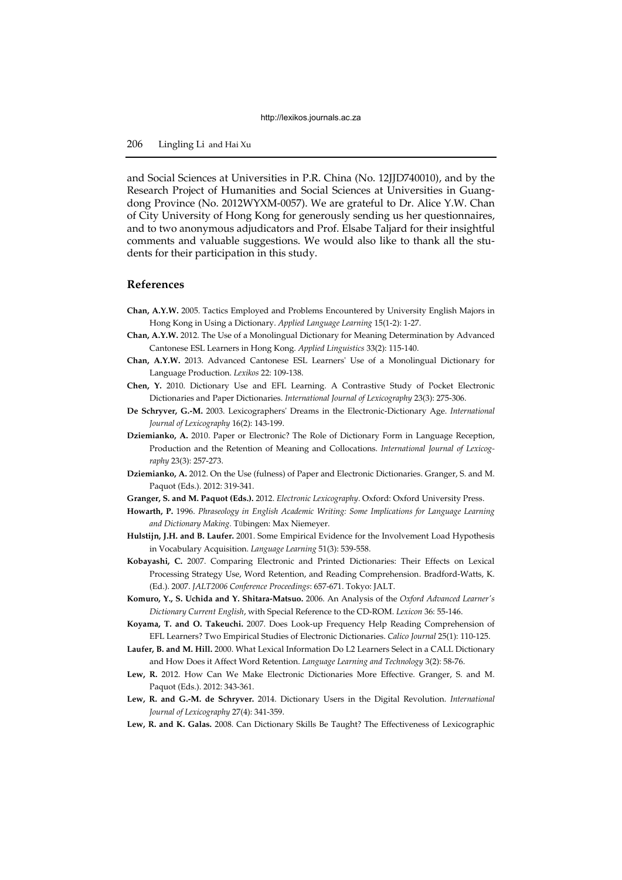and Social Sciences at Universities in P.R. China (No. 12JJD740010), and by the Research Project of Humanities and Social Sciences at Universities in Guangdong Province (No. 2012WYXM-0057). We are grateful to Dr. Alice Y.W. Chan of City University of Hong Kong for generously sending us her questionnaires, and to two anonymous adjudicators and Prof. Elsabe Taljard for their insightful comments and valuable suggestions. We would also like to thank all the students for their participation in this study.

## References

**Chan, A.Y.W.** 2005. Tactics Employed and Problems Encountered by University English Majors in Hong Kong in Using a Dictionary. *Applied Language Learning* 15(1-2): 1-27.

**Chan, A.Y.W.** 2012. The Use of a Monolingual Dictionary for Meaning Determination by Advanced Cantonese ESL Learners in Hong Kong. *Applied Linguistics* 33(2): 115-140.

**Chan, A.Y.W.** 2013. Advanced Cantonese ESL Learners' Use of a Monolingual Dictionary for Language Production. *Lexikos* 22: 109-138.

**Chen, Y.** 2010. Dictionary Use and EFL Learning. A Contrastive Study of Pocket Electronic Dictionaries and Paper Dictionaries. *International Journal of Lexicography* 23(3): 275-306.

**De Schryver, G.-M.** 2003. Lexicographers' Dreams in the Electronic-Dictionary Age. *International Journal of Lexicography* 16(2): 143-199.

**Dziemianko, A.** 2010. Paper or Electronic? The Role of Dictionary Form in Language Reception, Production and the Retention of Meaning and Collocations. *International Journal of Lexicography* 23(3): 257-273.

**Dziemianko, A.** 2012. On the Use (fulness) of Paper and Electronic Dictionaries. Granger, S. and M. Paquot (Eds.). 2012: 319-341.

**Granger, S. and M. Paquot (Eds.).** 2012. *Electronic Lexicography*. Oxford: Oxford University Press.

**Howarth, P.** 1996. *Phraseology in English Academic Writing: Some Implications for Language Learning and Dictionary Making*. Tübingen: Max Niemeyer.

**Hulstijn, J.H. and B. Laufer.** 2001. Some Empirical Evidence for the Involvement Load Hypothesis in Vocabulary Acquisition. *Language Learning* 51(3): 539-558.

**Kobayashi, C.** 2007. Comparing Electronic and Printed Dictionaries: Their Effects on Lexical Processing Strategy Use, Word Retention, and Reading Comprehension. Bradford-Watts, K. (Ed.). 2007. *JALT2006 Conference Proceedings*: 657-671. Tokyo: JALT.

**Komuro, Y., S. Uchida and Y. Shitara-Matsuo.** 2006. An Analysis of the *Oxford Advanced Learner's Dictionary Current English*, with Special Reference to the CD-ROM. *Lexicon* 36: 55-146.

**Koyama, T. and O. Takeuchi.** 2007. Does Look-up Frequency Help Reading Comprehension of EFL Learners? Two Empirical Studies of Electronic Dictionaries. *Calico Journal* 25(1): 110-125.

**Laufer, B. and M. Hill.** 2000. What Lexical Information Do L2 Learners Select in a CALL Dictionary and How Does it Affect Word Retention. *Language Learning and Technology* 3(2): 58-76.

**Lew, R.** 2012. How Can We Make Electronic Dictionaries More Effective. Granger, S. and M. Paquot (Eds.). 2012: 343-361.

**Lew, R. and G.-M. de Schryver.** 2014. Dictionary Users in the Digital Revolution. *International Journal of Lexicography* 27(4): 341-359.

**Lew, R. and K. Galas.** 2008. Can Dictionary Skills Be Taught? The Effectiveness of Lexicographic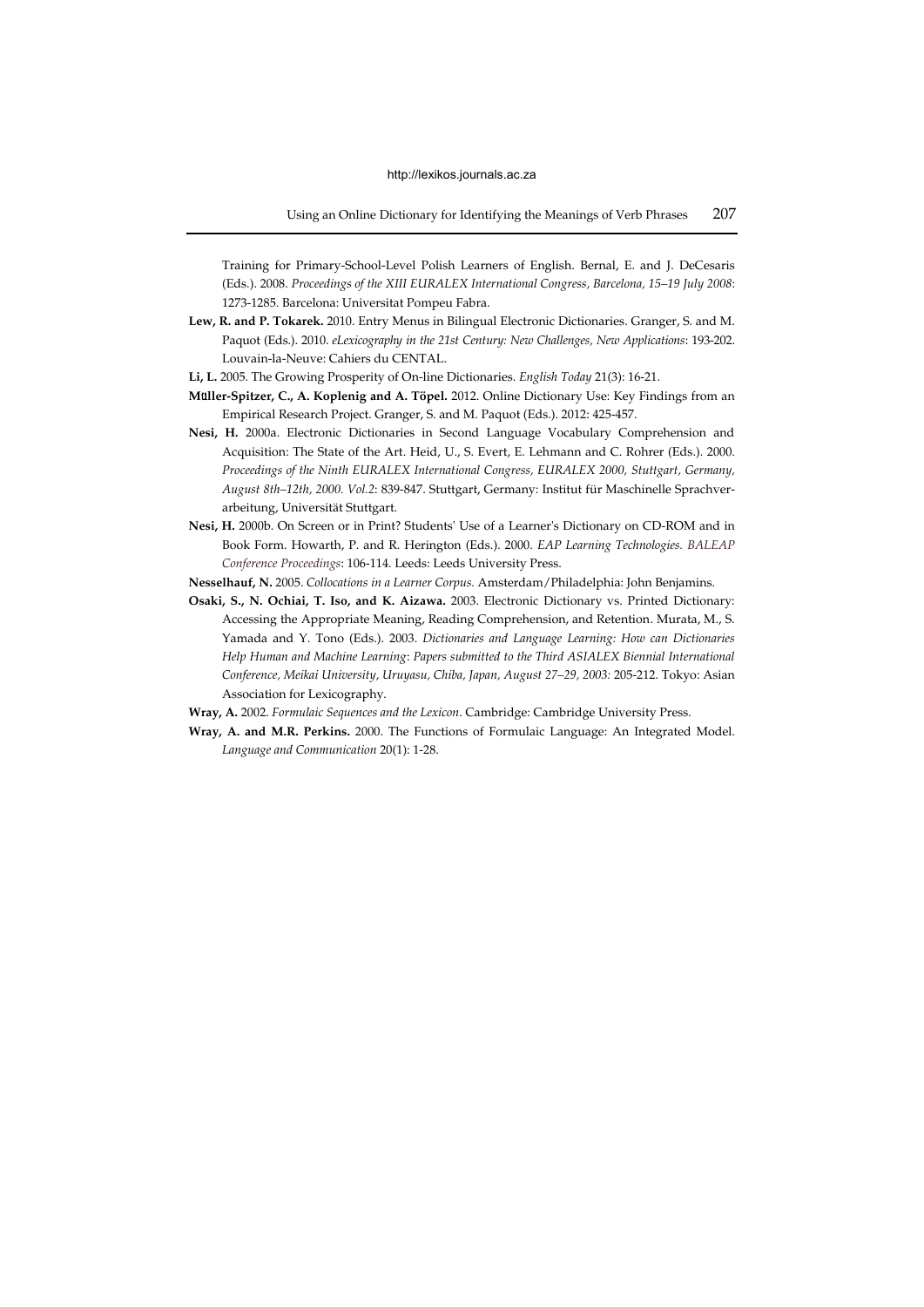Training for Primary-School-Level Polish Learners of English. Bernal, E. and J. DeCesaris (Eds.). 2008. *Proceedings of the XIII EURALEX International Congress, Barcelona, 15–19 July 2008*: 1273-1285. Barcelona: Universitat Pompeu Fabra.

**Lew, R. and P. Tokarek.** 2010. Entry Menus in Bilingual Electronic Dictionaries. Granger, S. and M. Paquot (Eds.). 2010. *eLexicography in the 21st Century: New Challenges, New Applications*: 193-202. Louvain-la-Neuve: Cahiers du CENTAL.

**Li, L.** 2005. The Growing Prosperity of On-line Dictionaries. *English Today* 21(3): 16-21.

**Müller-Spitzer, C., A. Koplenig and A. Töpel.** 2012. Online Dictionary Use: Key Findings from an Empirical Research Project. Granger, S. and M. Paquot (Eds.). 2012: 425-457.

**Nesi, H.** 2000a. Electronic Dictionaries in Second Language Vocabulary Comprehension and Acquisition: The State of the Art. Heid, U., S. Evert, E. Lehmann and C. Rohrer (Eds.). 2000. *Proceedings of the Ninth EURALEX International Congress, EURALEX 2000, Stuttgart, Germany, August 8th–12th, 2000. Vol.2*: 839-847. Stuttgart, Germany: Institut für Maschinelle Sprachverarbeitung, Universität Stuttgart.

**Nesi, H.** 2000b. On Screen or in Print? Students' Use of a Learner's Dictionary on CD-ROM and in Book Form. Howarth, P. and R. Herington (Eds.). 2000. *EAP Learning Technologies. BALEAP Conference Proceedings*: 106-114. Leeds: Leeds University Press.

**Nesselhauf, N.** 2005. *Collocations in a Learner Corpus.* Amsterdam/Philadelphia: John Benjamins.

**Osaki, S., N. Ochiai, T. Iso, and K. Aizawa.** 2003. Electronic Dictionary vs. Printed Dictionary: Accessing the Appropriate Meaning, Reading Comprehension, and Retention. Murata, M., S. Yamada and Y. Tono (Eds.). 2003. *Dictionaries and Language Learning: How can Dictionaries Help Human and Machine Learning*: *Papers submitted to the Third ASIALEX Biennial International Conference, Meikai University, Uruyasu, Chiba, Japan, August 27–29, 2003:* 205-212. Tokyo: Asian Association for Lexicography.

**Wray, A.** 2002. *Formulaic Sequences and the Lexicon*. Cambridge: Cambridge University Press.

**Wray, A. and M.R. Perkins.** 2000. The Functions of Formulaic Language: An Integrated Model. *Language and Communication* 20(1): 1-28.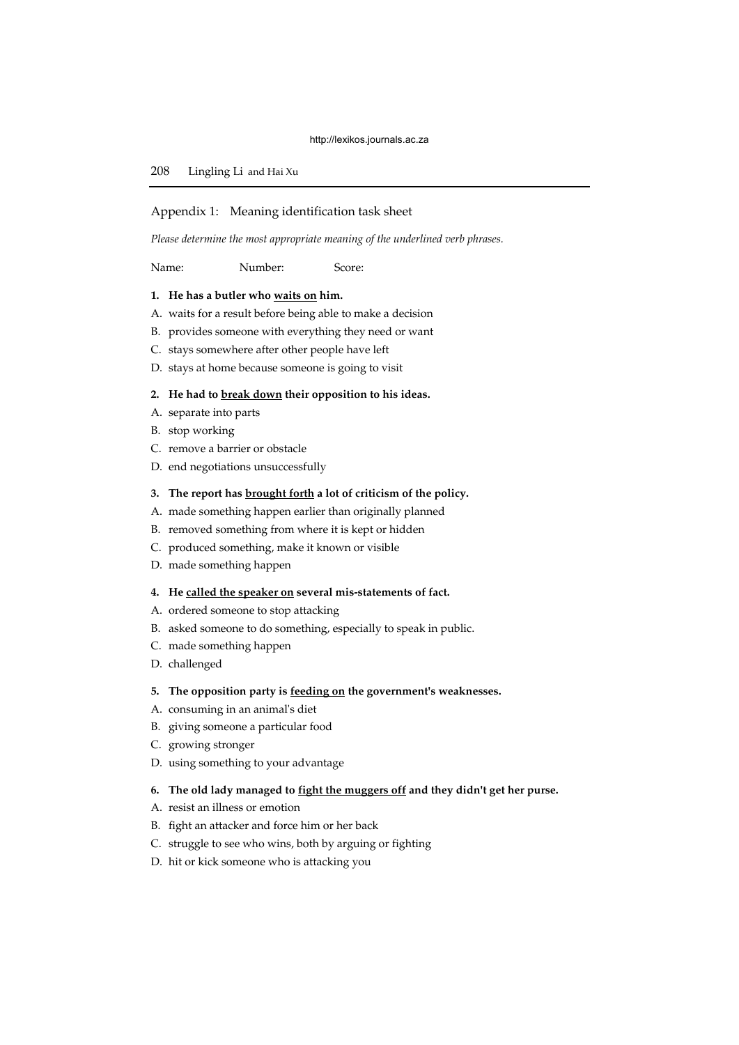## Appendix 1: Meaning identification task sheet

*Please determine the most appropriate meaning of the underlined verb phrases.*

Name: Number: Score:

**1. He has a butler who <u>waits on</u> him.**

A. waits for a result before being able to make a decision
B. provides someone with everything they need or want
C. stays somewhere after other people have left
D. stays at home because someone is going to visit

**2. He had to <u>break down</u> their opposition to his ideas.**

A. separate into parts
B. stop working
C. remove a barrier or obstacle
D. end negotiations unsuccessfully

**3. The report has <u>brought forth</u> a lot of criticism of the policy.**

A. made something happen earlier than originally planned
B. removed something from where it is kept or hidden
C. produced something, make it known or visible
D. made something happen

**4. He <u>called the speaker on</u> several mis-statements of fact.**

A. ordered someone to stop attacking
B. asked someone to do something, especially to speak in public.
C. made something happen
D. challenged

**5. The opposition party is <u>feeding on</u> the government's weaknesses.**

A. consuming in an animal's diet
B. giving someone a particular food
C. growing stronger
D. using something to your advantage

**6. The old lady managed to <u>fight the muggers off</u> and they didn't get her purse.**

A. resist an illness or emotion
B. fight an attacker and force him or her back
C. struggle to see who wins, both by arguing or fighting
D. hit or kick someone who is attacking you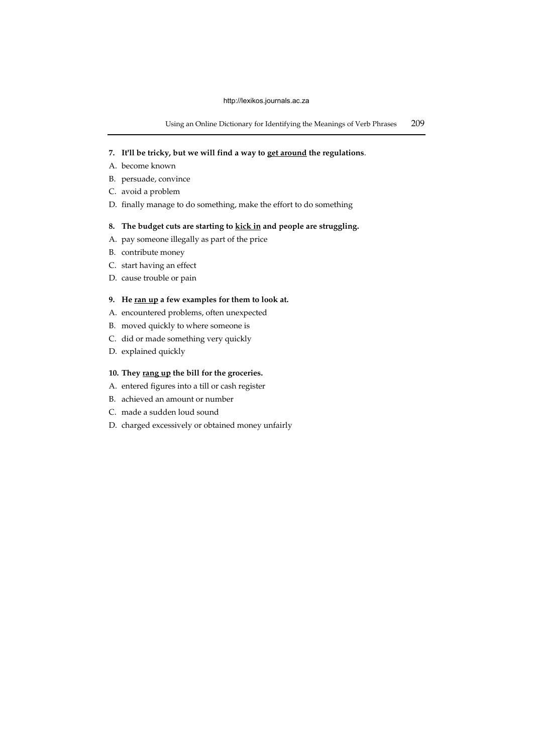**7. It'll be tricky, but we will find a way to <u>get around</u> the regulations**.

A. become known
B. persuade, convince
C. avoid a problem
D. finally manage to do something, make the effort to do something

**8. The budget cuts are starting to <u>kick in</u> and people are struggling.**

A. pay someone illegally as part of the price
B. contribute money
C. start having an effect
D. cause trouble or pain

**9. He <u>ran up</u> a few examples for them to look at.**

A. encountered problems, often unexpected
B. moved quickly to where someone is
C. did or made something very quickly
D. explained quickly

**10. They <u>rang up</u> the bill for the groceries.**

A. entered figures into a till or cash register
B. achieved an amount or number
C. made a sudden loud sound
D. charged excessively or obtained money unfairly